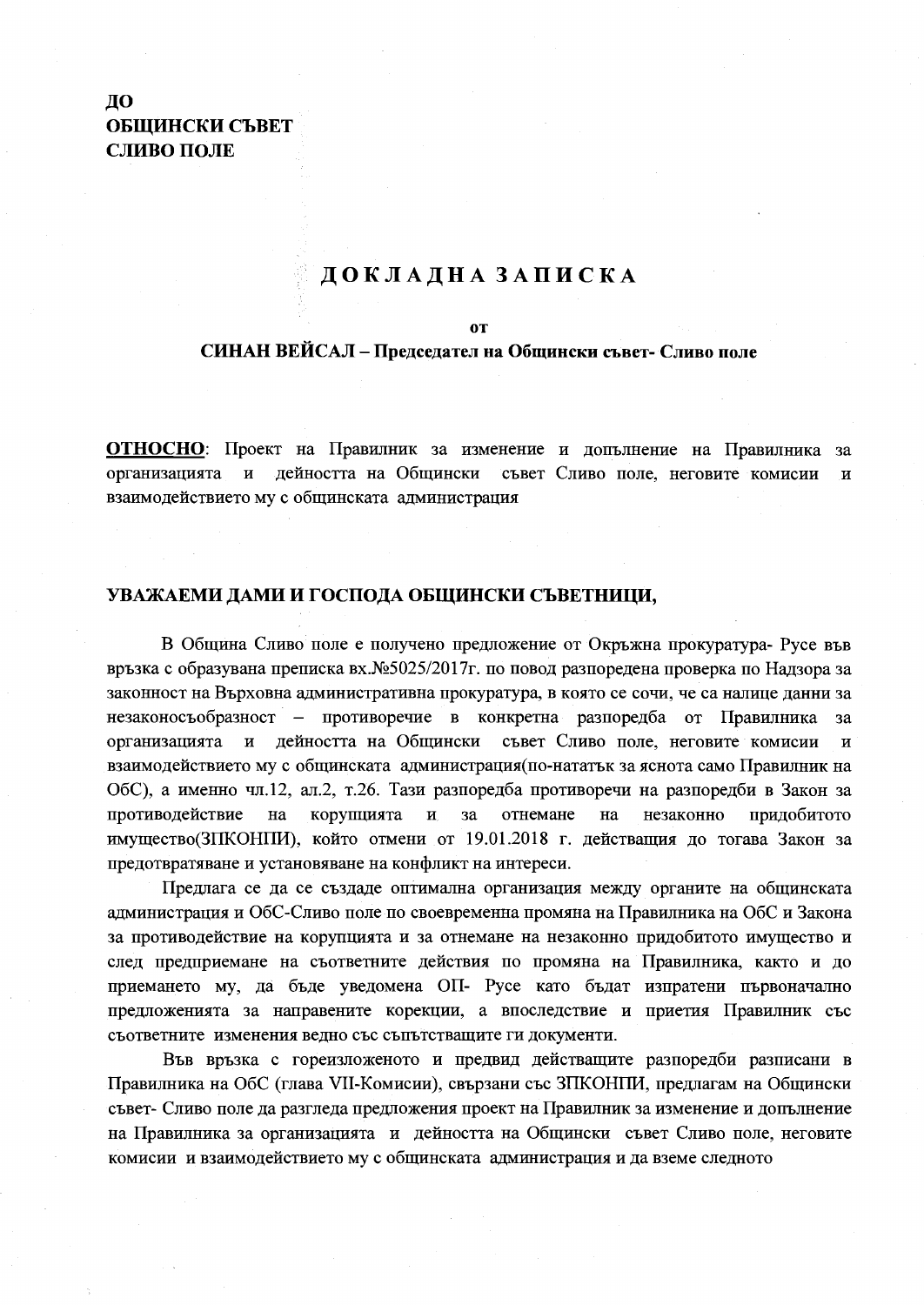**ДО**
**ОБЩИНСКИ СЪВЕТ**
**СЛИВО ПОЛЕ**

# ДОКЛАДНА ЗАПИСКА

**от**

**СИНАН ВЕЙСАЛ – Председател на Общински съвет- Сливо поле**

**ОТНОСНО**: Проект на Правилник за изменение и допълнение на Правилника за организацията и дейността на Общински съвет Сливо поле, неговите комисии и взаимодействието му с общинската администрация

**УВАЖАЕМИ ДАМИ И ГОСПОДА ОБЩИНСКИ СЪВЕТНИЦИ,**

В Община Сливо поле е получено предложение от Окръжна прокуратура- Русе във връзка с образувана преписка вх.№5025/2017г. по повод разпоредена проверка по Надзора за законност на Върховна административна прокуратура, в която се сочи, че са налице данни за незаконосъобразност – противоречие в конкретна разпоредба от Правилника за организацията и дейността на Общински съвет Сливо поле, неговите комисии и взаимодействието му с общинската администрация(по-нататък за яснота само Правилник на ОбС), а именно чл.12, ал.2, т.26. Тази разпоредба противоречи на разпоредби в Закон за противодействие на корупцията и за отнемане на незаконно придобитото имущество(ЗПКОНПИ), който отмени от 19.01.2018 г. действащия до тогава Закон за предотвратяване и установяване на конфликт на интереси.

Предлага се да се създаде оптимална организация между органите на общинската администрация и ОбС-Сливо поле по своевременна промяна на Правилника на ОбС и Закона за противодействие на корупцията и за отнемане на незаконно придобитото имущество и след предприемане на съответните действия по промяна на Правилника, както и до приемането му, да бъде уведомена ОП- Русе като бъдат изпратени първоначално предложенията за направените корекции, а впоследствие и приетия Правилник със съответните изменения ведно със съпътстващите ги документи.

Във връзка с гореизложеното и предвид действащите разпоредби разписани в Правилника на ОбС (глава VII-Комисии), свързани със ЗПКОНПИ, предлагам на Общински съвет- Сливо поле да разгледа предложения проект на Правилник за изменение и допълнение на Правилника за организацията и дейността на Общински съвет Сливо поле, неговите комисии и взаимодействието му с общинската администрация и да вземе следното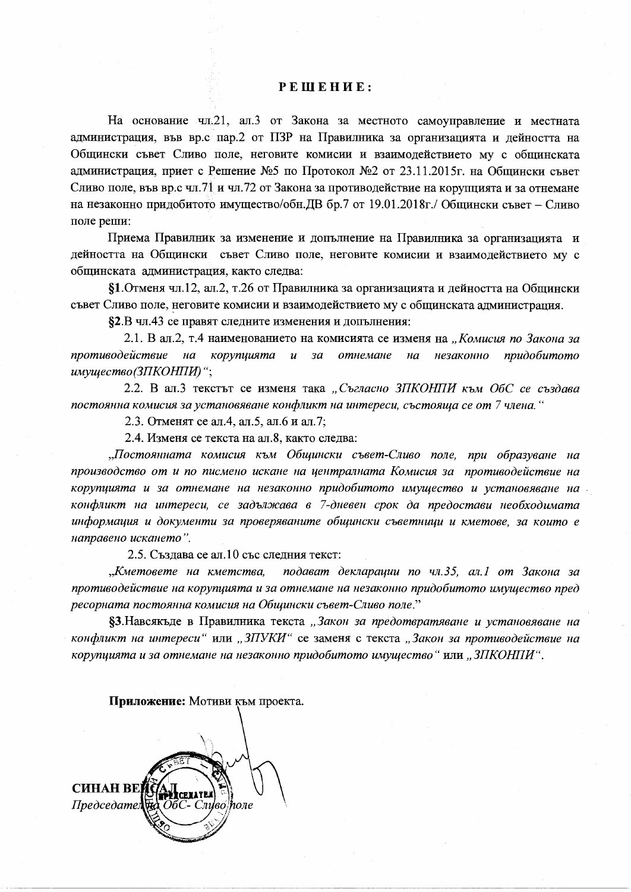# РЕШЕНИЕ:

На основание чл.21, ал.3 от Закона за местното самоуправление и местната администрация, във вр.с пар.2 от ПЗР на Правилника за организацията и дейността на Общински съвет Сливо поле, неговите комисии и взаимодействието му с общинската администрация, приет с Решение №5 по Протокол №2 от 23.11.2015г. на Общински съвет Сливо поле, във вр.с чл.71 и чл.72 от Закона за противодействие на корупцията и за отнемане на незаконно придобитото имущество/обн.ДВ бр.7 от 19.01.2018г./ Общински съвет – Сливо поле реши:

Приема Правилник за изменение и допълнение на Правилника за организацията и дейността на Общински съвет Сливо поле, неговите комисии и взаимодействието му с общинската администрация, както следва:

**§1**.Отменя чл.12, ал.2, т.26 от Правилника за организацията и дейността на Общински съвет Сливо поле, неговите комисии и взаимодействието му с общинската администрация.

**§2**.В чл.43 се правят следните изменения и допълнения:

2.1. В ал.2, т.4 наименованието на комисията се изменя на *„Комисия по Закона за противодействие на корупцията и за отнемане на незаконно придобитото имущество(ЗПКОНПИ)“*;

2.2. В ал.3 текстът се изменя така *„Съгласно ЗПКОНПИ към ОбС се създава постоянна комисия за установяване конфликт на интереси, състояща се от 7 члена.“*

2.3. Отменят се ал.4, ал.5, ал.6 и ал.7;

2.4. Изменя се текста на ал.8, както следва:

*„Постоянната комисия към Общински съвет-Сливо поле, при образуване на производство от и по писмено искане на централната Комисия за противодействие на корупцията и за отнемане на незаконно придобитото имущество и установяване на конфликт на интереси, се задължава в 7-дневен срок да предостави необходимата информация и документи за проверяваните общински съветници и кметове, за които е направено искането".*

2.5. Създава се ал.10 със следния текст:

*„Кметовете на кметства, подават декларации по чл.35, ал.1 от Закона за противодействие на корупцията и за отнемане на незаконно придобитото имущество пред ресорната постоянна комисия на Общински съвет-Сливо поле."*

**§3**.Навсякъде в Правилника текста *„Закон за предотвратяване и установяване на конфликт на интереси“* или *„ЗПУКИ“* се заменя с текста *„Закон за противодействие на корупцията и за отнемане на незаконно придобитото имущество“* или *„ЗПКОНПИ“*.

**Приложение:** Мотиви към проекта.

**СИНАН ВЕЙСАЛ**
*Председател на ОбС- Сливо поле*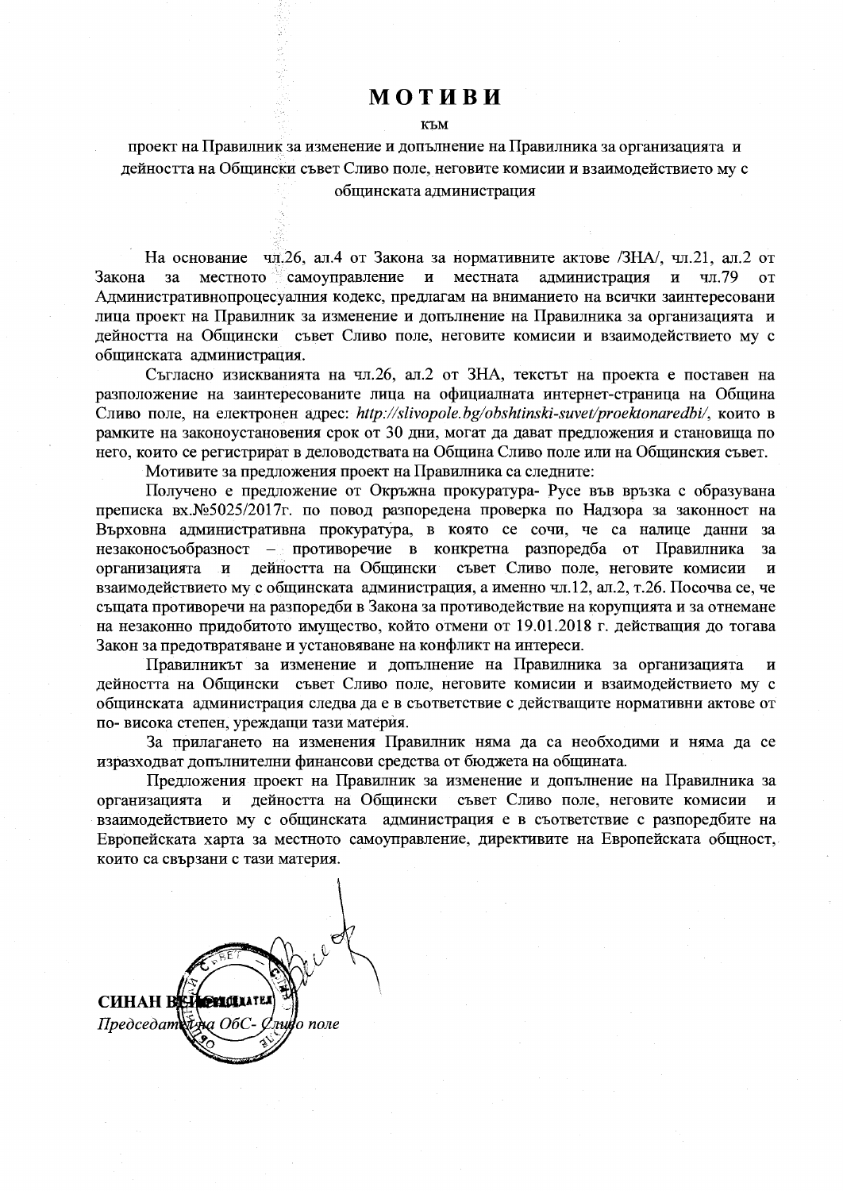# МОТИВИ

към

проект на Правилник за изменение и допълнение на Правилника за организацията и дейността на Общински съвет Сливо поле, неговите комисии и взаимодействието му с общинската администрация

На основание чл.26, ал.4 от Закона за нормативните актове /ЗНА/, чл.21, ал.2 от Закона за местното самоуправление и местната администрация и чл.79 от Административнопроцесуалния кодекс, предлагам на вниманието на всички заинтересовани лица проект на Правилник за изменение и допълнение на Правилника за организацията и дейността на Общински съвет Сливо поле, неговите комисии и взаимодействието му с общинската администрация.

Съгласно изискванията на чл.26, ал.2 от ЗНА, текстът на проекта е поставен на разположение на заинтересованите лица на официалната интернет-страница на Община Сливо поле, на електронен адрес: *http://slivopole.bg/obshtinski-suvet/proektonaredbi/*, които в рамките на законоустановения срок от 30 дни, могат да дават предложения и становища по него, които се регистрират в деловодствата на Община Сливо поле или на Общинския съвет.

Мотивите за предложения проект на Правилника са следните:

Получено е предложение от Окръжна прокуратура- Русе във връзка с образувана преписка вх.№5025/2017г. по повод разпоредена проверка по Надзора за законност на Върховна административна прокуратура, в която се сочи, че са налице данни за незаконосъобразност – противоречие в конкретна разпоредба от Правилника за организацията и дейността на Общински съвет Сливо поле, неговите комисии и взаимодействието му с общинската администрация, а именно чл.12, ал.2, т.26. Посочва се, че същата противоречи на разпоредби в Закона за противодействие на корупцията и за отнемане на незаконно придобитото имущество, който отмени от 19.01.2018 г. действащия до тогава Закон за предотвратяване и установяване на конфликт на интереси.

Правилникът за изменение и допълнение на Правилника за организацията и дейността на Общински съвет Сливо поле, неговите комисии и взаимодействието му с общинската администрация следва да е в съответствие с действащите нормативни актове от по- висока степен, уреждащи тази материя.

За прилагането на изменения Правилник няма да са необходими и няма да се изразходват допълнителни финансови средства от бюджета на общината.

Предложения проект на Правилник за изменение и допълнение на Правилника за организацията и дейността на Общински съвет Сливо поле, неговите комисии и взаимодействието му с общинската администрация е в съответствие с разпоредбите на Европейската харта за местното самоуправление, директивите на Европейската общност, които са свързани с тази материя.

**СИНАН ВЕЙСАЛ**

*Председател на ОбС- Сливо поле*